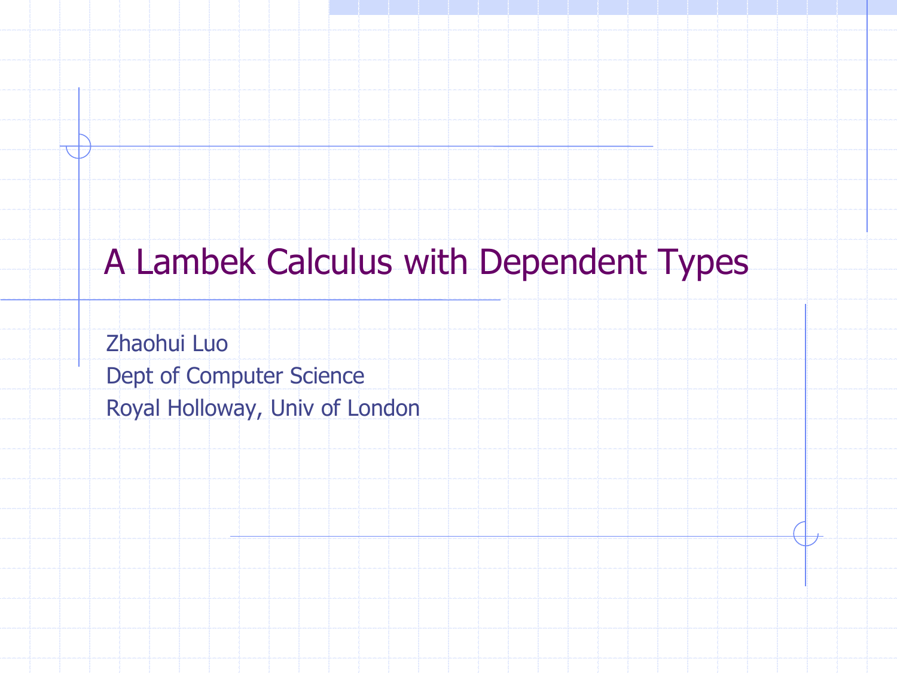# A Lambek Calculus with Dependent Types

Zhaohui Luo

Dept of Computer Science

Royal Holloway, Univ of London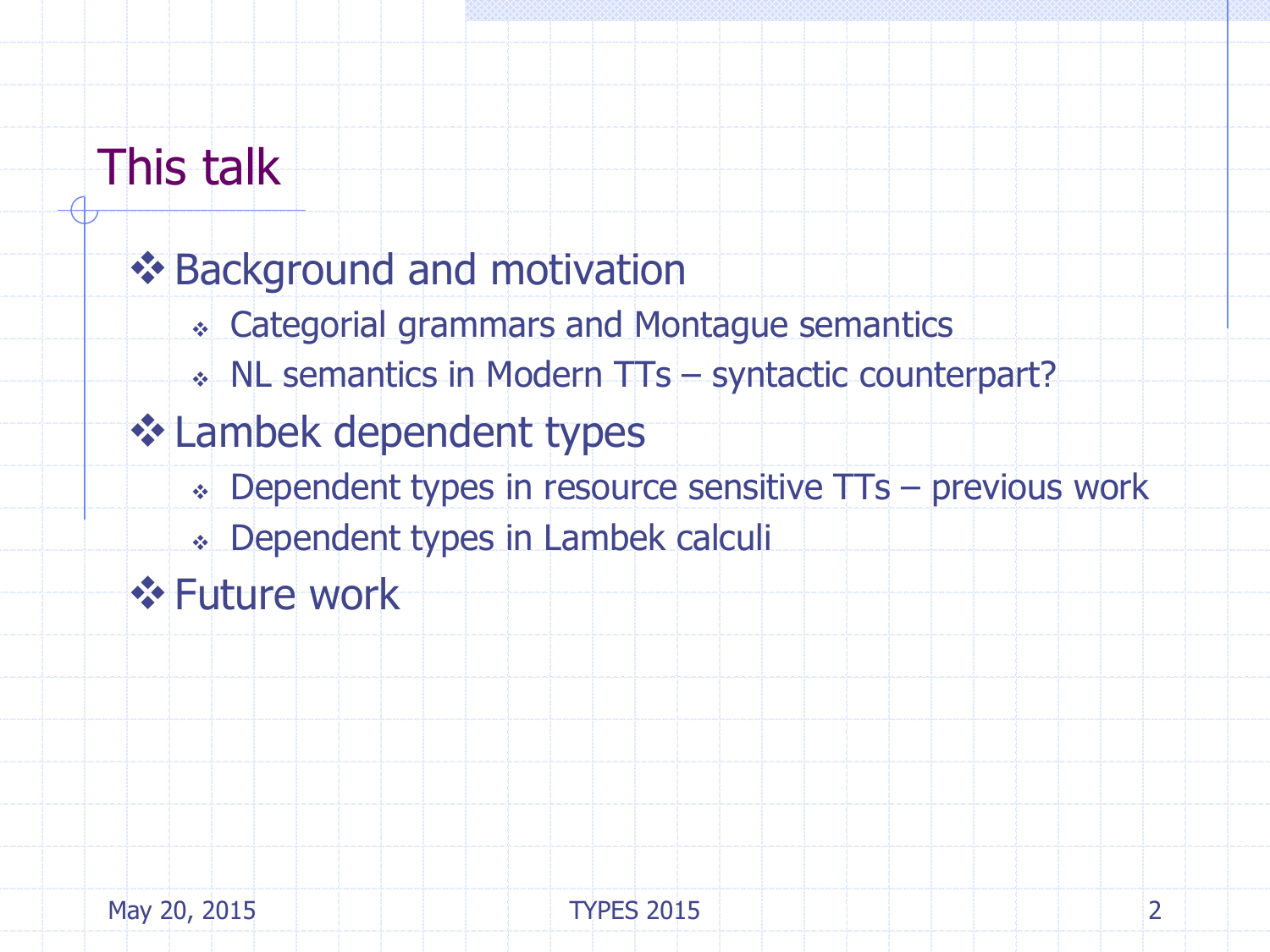# This talk

- Background and motivation
  - Categorial grammars and Montague semantics
  - NL semantics in Modern TTs – syntactic counterpart?
- Lambek dependent types
  - Dependent types in resource sensitive TTs – previous work
  - Dependent types in Lambek calculi
- Future work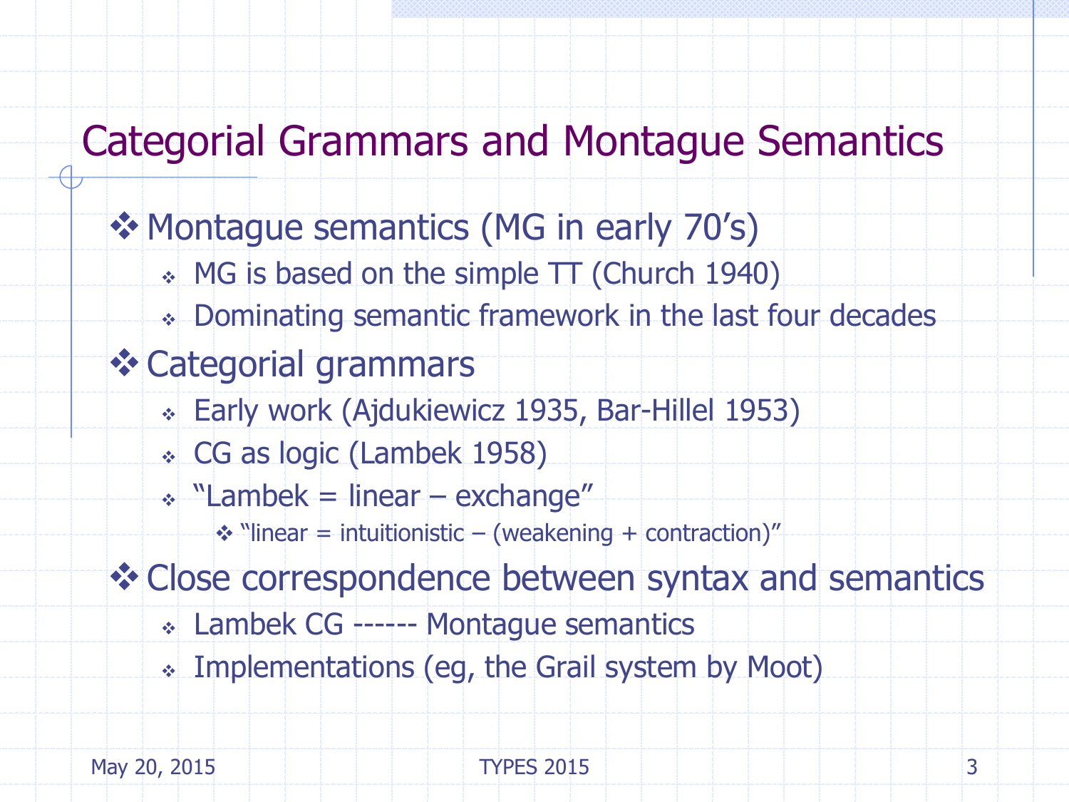# Categorial Grammars and Montague Semantics

- Montague semantics (MG in early 70's)
  - MG is based on the simple TT (Church 1940)
  - Dominating semantic framework in the last four decades
- Categorial grammars
  - Early work (Ajdukiewicz 1935, Bar-Hillel 1953)
  - CG as logic (Lambek 1958)
  - "Lambek = linear – exchange"
    - "linear = intuitionistic – (weakening + contraction)"
- Close correspondence between syntax and semantics
  - Lambek CG ------ Montague semantics
  - Implementations (eg, the Grail system by Moot)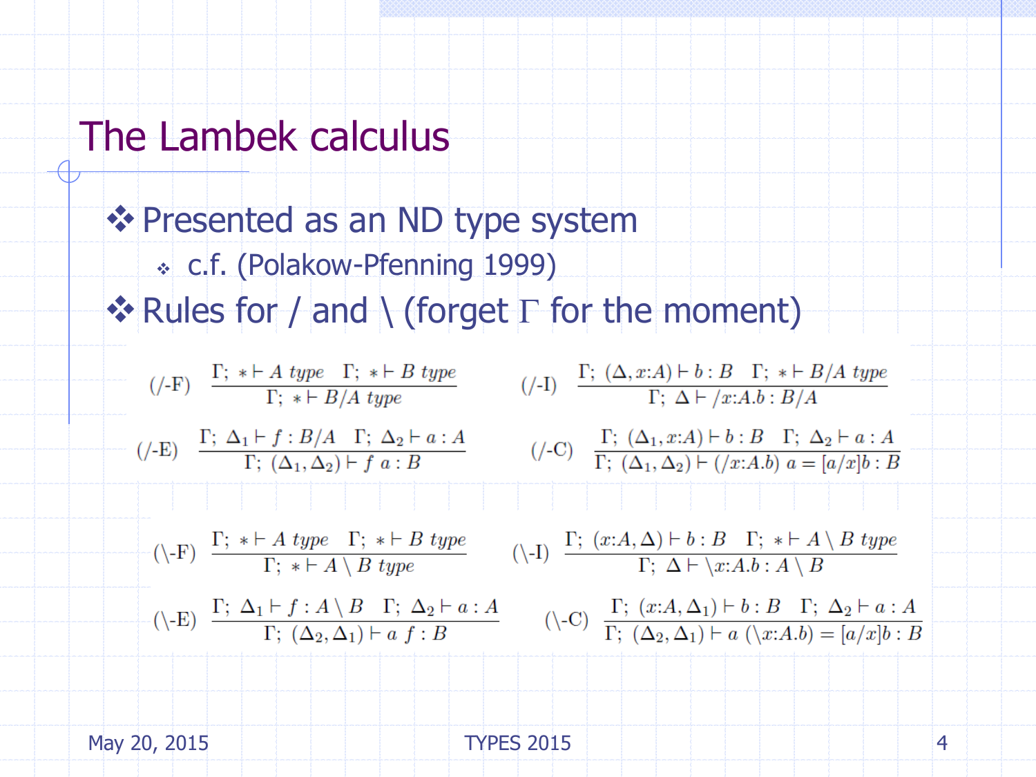# The Lambek calculus

- Presented as an ND type system
  - c.f. (Polakow-Pfenning 1999)
- Rules for / and \ (forget Γ for the moment)

$$(/\text{-F})\ \frac{\Gamma;\ * \vdash A\ \mathit{type} \quad \Gamma;\ * \vdash B\ \mathit{type}}{\Gamma;\ * \vdash B/A\ \mathit{type}} \qquad (/\text{-I})\ \frac{\Gamma;\ (\Delta, x{:}A) \vdash b : B \quad \Gamma;\ * \vdash B/A\ \mathit{type}}{\Gamma;\ \Delta \vdash /x{:}A.b : B/A}$$

$$(/\text{-E})\ \frac{\Gamma;\ \Delta_1 \vdash f : B/A \quad \Gamma;\ \Delta_2 \vdash a : A}{\Gamma;\ (\Delta_1, \Delta_2) \vdash f\ a : B} \qquad (/\text{-C})\ \frac{\Gamma;\ (\Delta_1, x{:}A) \vdash b : B \quad \Gamma;\ \Delta_2 \vdash a : A}{\Gamma;\ (\Delta_1, \Delta_2) \vdash (/x{:}A.b)\ a = [a/x]b : B}$$

$$(\backslash\text{-F})\ \frac{\Gamma;\ * \vdash A\ \mathit{type} \quad \Gamma;\ * \vdash B\ \mathit{type}}{\Gamma;\ * \vdash A \backslash B\ \mathit{type}} \qquad (\backslash\text{-I})\ \frac{\Gamma;\ (x{:}A, \Delta) \vdash b : B \quad \Gamma;\ * \vdash A \backslash B\ \mathit{type}}{\Gamma;\ \Delta \vdash \backslash x{:}A.b : A \backslash B}$$

$$(\backslash\text{-E})\ \frac{\Gamma;\ \Delta_1 \vdash f : A \backslash B \quad \Gamma;\ \Delta_2 \vdash a : A}{\Gamma;\ (\Delta_2, \Delta_1) \vdash a\ f : B} \qquad (\backslash\text{-C})\ \frac{\Gamma;\ (x{:}A, \Delta_1) \vdash b : B \quad \Gamma;\ \Delta_2 \vdash a : A}{\Gamma;\ (\Delta_2, \Delta_1) \vdash a\ (\backslash x{:}A.b) = [a/x]b : B}$$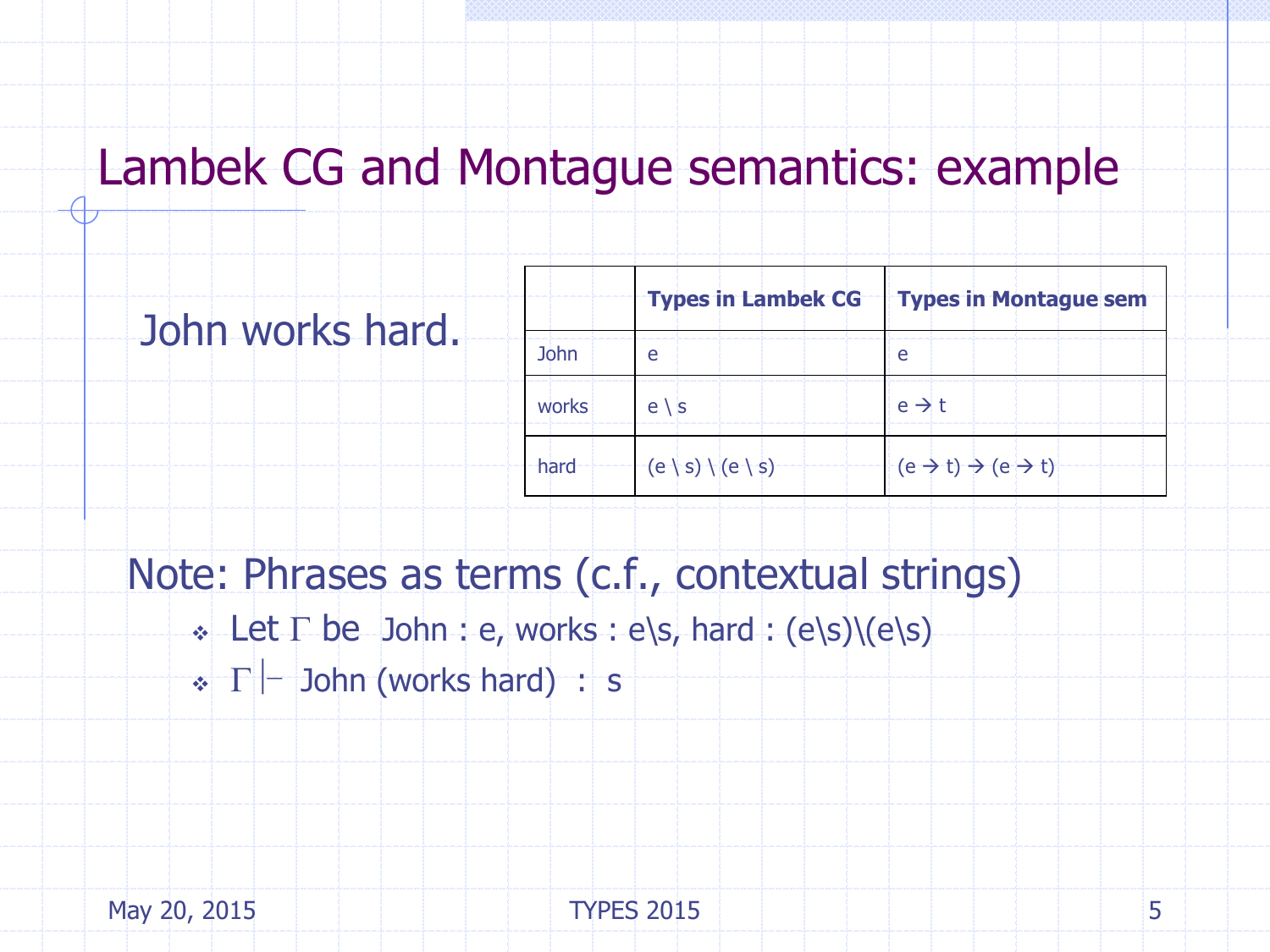# Lambek CG and Montague semantics: example

John works hard.

| | Types in Lambek CG | Types in Montague sem |
|---|---|---|
| John | $e$ | $e$ |
| works | $e \backslash s$ | $e \rightarrow t$ |
| hard | $(e \backslash s) \backslash (e \backslash s)$ | $(e \rightarrow t) \rightarrow (e \rightarrow t)$ |

Note: Phrases as terms (c.f., contextual strings)

- Let $\Gamma$ be John : $e$, works : $e\backslash s$, hard : $(e\backslash s)\backslash(e\backslash s)$
- $\Gamma \vdash$ John (works hard) : $s$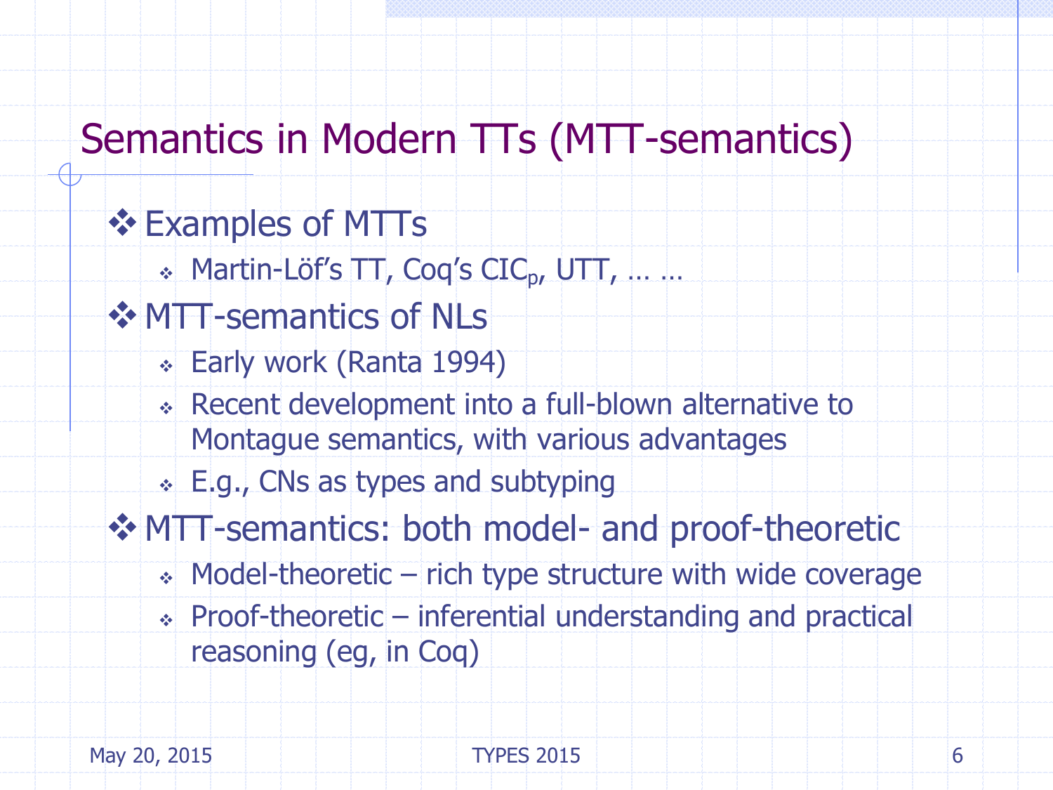# Semantics in Modern TTs (MTT-semantics)

- Examples of MTTs
  - Martin-Löf's TT, Coq's $CIC_p$, UTT, … …
- MTT-semantics of NLs
  - Early work (Ranta 1994)
  - Recent development into a full-blown alternative to Montague semantics, with various advantages
  - E.g., CNs as types and subtyping
- MTT-semantics: both model- and proof-theoretic
  - Model-theoretic – rich type structure with wide coverage
  - Proof-theoretic – inferential understanding and practical reasoning (eg, in Coq)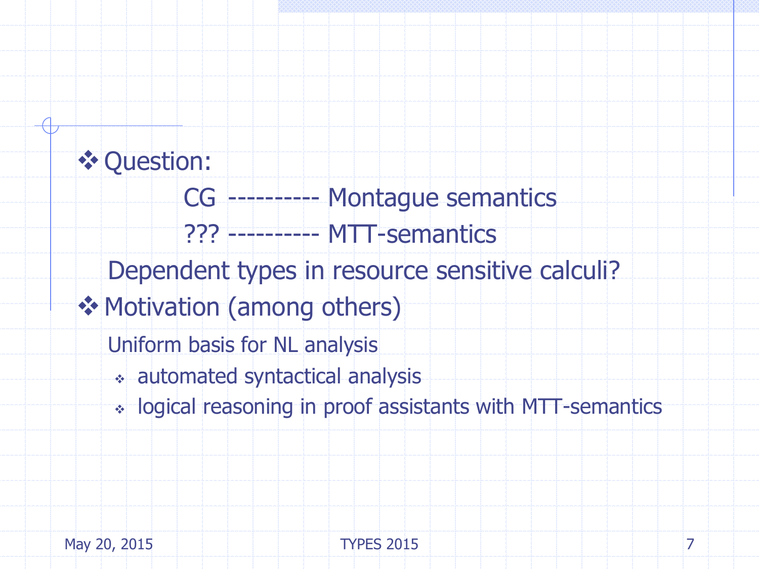- Question:

  CG ---------- Montague semantics

  ??? ---------- MTT-semantics

  Dependent types in resource sensitive calculi?

- Motivation (among others)

  Uniform basis for NL analysis

  - automated syntactical analysis
  - logical reasoning in proof assistants with MTT-semantics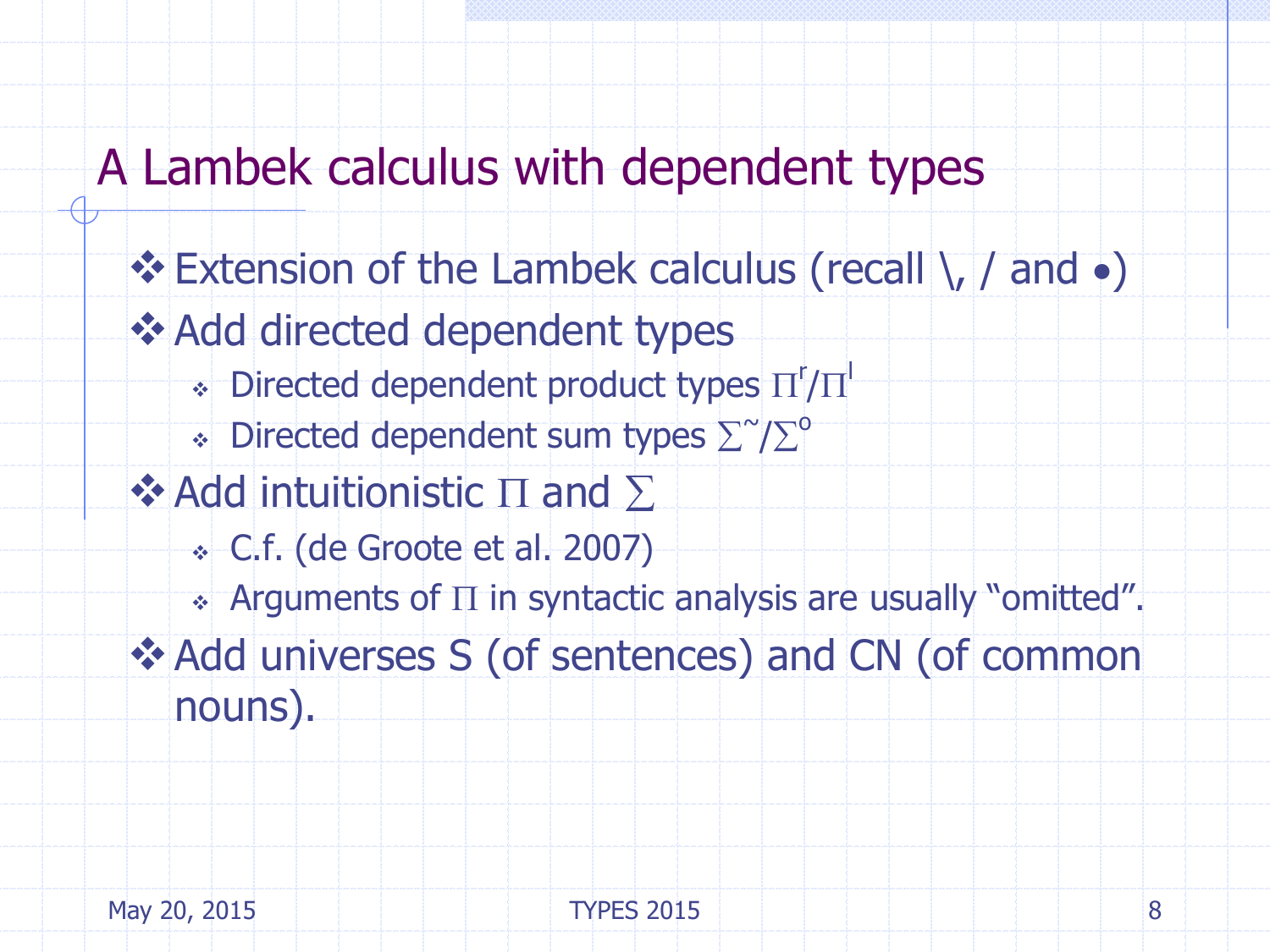# A Lambek calculus with dependent types

- Extension of the Lambek calculus (recall \, / and $\bullet$)
- Add directed dependent types
  - Directed dependent product types $\Pi^r/\Pi^l$
  - Directed dependent sum types $\Sigma^{\sim}/\Sigma^{o}$
- Add intuitionistic $\Pi$ and $\Sigma$
  - C.f. (de Groote et al. 2007)
  - Arguments of $\Pi$ in syntactic analysis are usually "omitted".
- Add universes S (of sentences) and CN (of common nouns).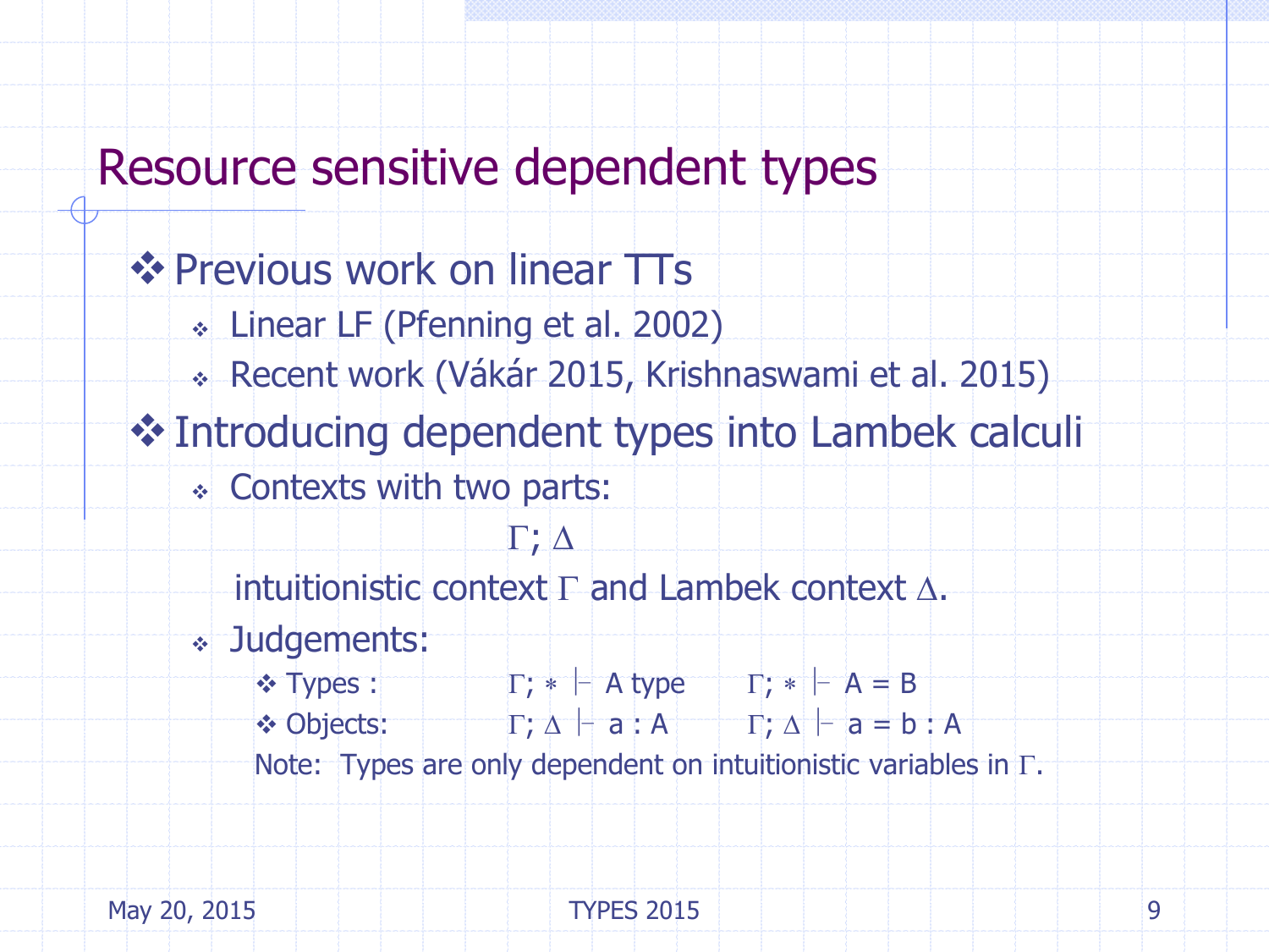# Resource sensitive dependent types

- Previous work on linear TTs
  - Linear LF (Pfenning et al. 2002)
  - Recent work (Vákár 2015, Krishnaswami et al. 2015)
- Introducing dependent types into Lambek calculi
  - Contexts with two parts:

    $$\Gamma; \Delta$$

    intuitionistic context $\Gamma$ and Lambek context $\Delta$.
  - Judgements:
    - Types : $\Gamma; * \vdash A \text{ type}$ $\quad \Gamma; * \vdash A = B$
    - Objects: $\Gamma; \Delta \vdash a : A$ $\quad \Gamma; \Delta \vdash a = b : A$

    Note: Types are only dependent on intuitionistic variables in $\Gamma$.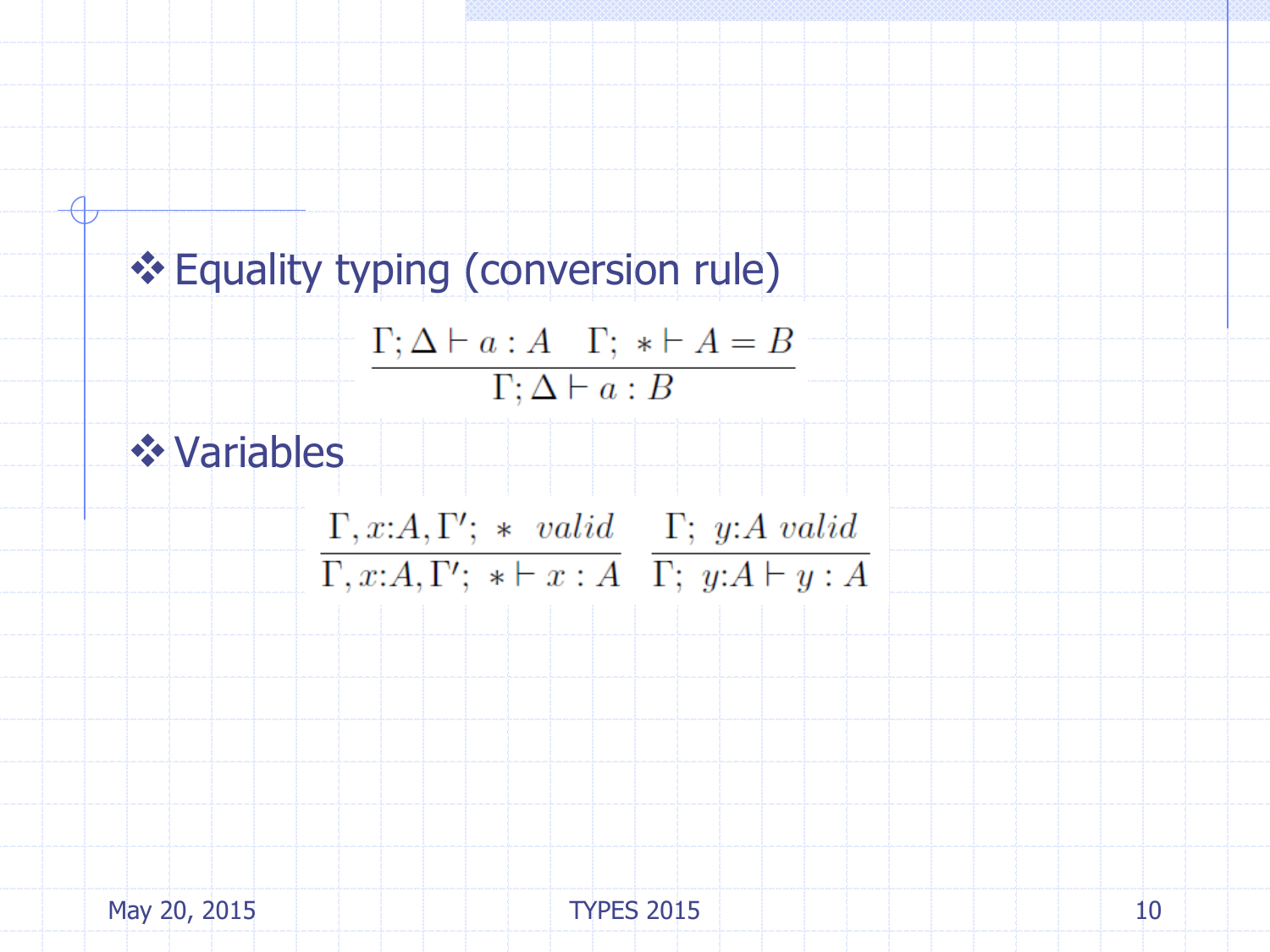- Equality typing (conversion rule)

$$\frac{\Gamma;\Delta \vdash a : A \quad \Gamma;\ * \vdash A = B}{\Gamma;\Delta \vdash a : B}$$

- Variables

$$\frac{\Gamma, x{:}A, \Gamma';\ *\ \ valid}{\Gamma, x{:}A, \Gamma';\ * \vdash x : A} \quad \frac{\Gamma;\ y{:}A\ valid}{\Gamma;\ y{:}A \vdash y : A}$$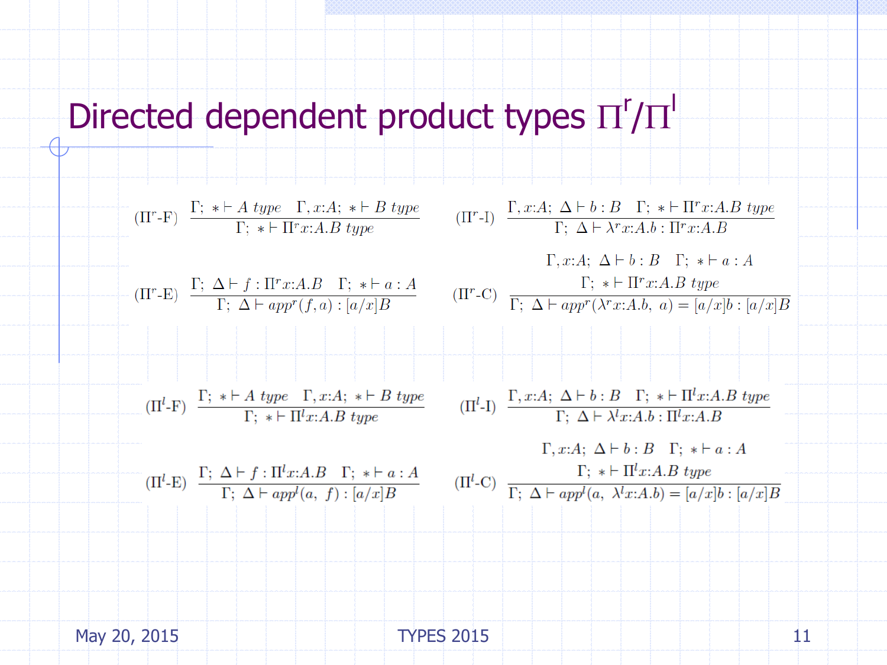# Directed dependent product types $\Pi^r/\Pi^l$

$$(\Pi^r\text{-F})\quad \frac{\Gamma;\ * \vdash A\ \mathit{type} \quad \Gamma, x{:}A;\ * \vdash B\ \mathit{type}}{\Gamma;\ * \vdash \Pi^r x{:}A.B\ \mathit{type}}$$

$$(\Pi^r\text{-I})\quad \frac{\Gamma, x{:}A;\ \Delta \vdash b : B \quad \Gamma;\ * \vdash \Pi^r x{:}A.B\ \mathit{type}}{\Gamma;\ \Delta \vdash \lambda^r x{:}A.b : \Pi^r x{:}A.B}$$

$$(\Pi^r\text{-E})\quad \frac{\Gamma;\ \Delta \vdash f : \Pi^r x{:}A.B \quad \Gamma;\ * \vdash a : A}{\Gamma;\ \Delta \vdash \mathit{app}^r(f, a) : [a/x]B}$$

$$(\Pi^r\text{-C})\quad \frac{\begin{array}{c}\Gamma, x{:}A;\ \Delta \vdash b : B \quad \Gamma;\ * \vdash a : A \\ \Gamma;\ * \vdash \Pi^r x{:}A.B\ \mathit{type}\end{array}}{\Gamma;\ \Delta \vdash \mathit{app}^r(\lambda^r x{:}A.b,\ a) = [a/x]b : [a/x]B}$$

$$(\Pi^l\text{-F})\quad \frac{\Gamma;\ * \vdash A\ \mathit{type} \quad \Gamma, x{:}A;\ * \vdash B\ \mathit{type}}{\Gamma;\ * \vdash \Pi^l x{:}A.B\ \mathit{type}}$$

$$(\Pi^l\text{-I})\quad \frac{\Gamma, x{:}A;\ \Delta \vdash b : B \quad \Gamma;\ * \vdash \Pi^l x{:}A.B\ \mathit{type}}{\Gamma;\ \Delta \vdash \lambda^l x{:}A.b : \Pi^l x{:}A.B}$$

$$(\Pi^l\text{-E})\quad \frac{\Gamma;\ \Delta \vdash f : \Pi^l x{:}A.B \quad \Gamma;\ * \vdash a : A}{\Gamma;\ \Delta \vdash \mathit{app}^l(a,\ f) : [a/x]B}$$

$$(\Pi^l\text{-C})\quad \frac{\begin{array}{c}\Gamma, x{:}A;\ \Delta \vdash b : B \quad \Gamma;\ * \vdash a : A \\ \Gamma;\ * \vdash \Pi^l x{:}A.B\ \mathit{type}\end{array}}{\Gamma;\ \Delta \vdash \mathit{app}^l(a,\ \lambda^l x{:}A.b) = [a/x]b : [a/x]B}$$

May 20, 2015 TYPES 2015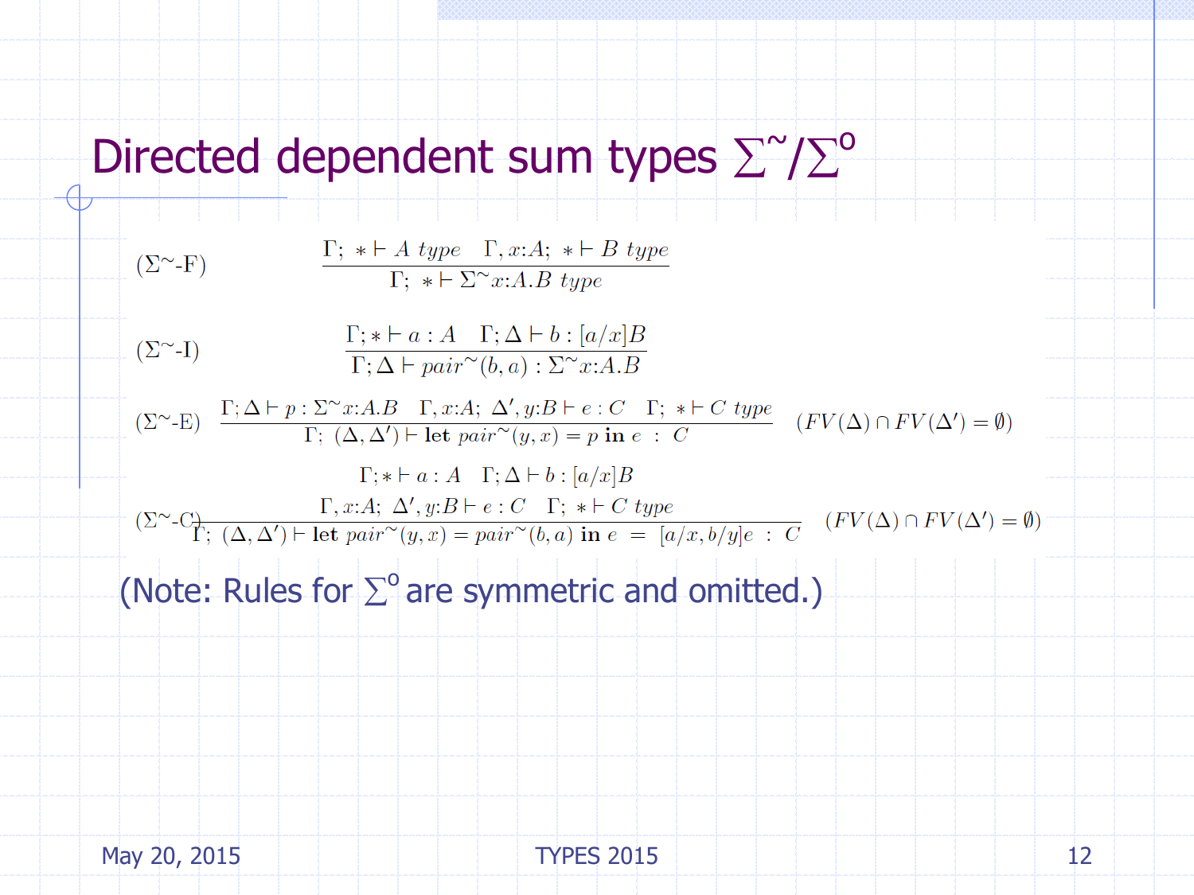# Directed dependent sum types $\Sigma^{\sim}/\Sigma^{\circ}$

$$(\Sigma^{\sim}\text{-F}) \quad \frac{\Gamma;\ * \vdash A\ type \quad \Gamma, x{:}A;\ * \vdash B\ type}{\Gamma;\ * \vdash \Sigma^{\sim}x{:}A.B\ type}$$

$$(\Sigma^{\sim}\text{-I}) \quad \frac{\Gamma; * \vdash a : A \quad \Gamma; \Delta \vdash b : [a/x]B}{\Gamma; \Delta \vdash pair^{\sim}(b,a) : \Sigma^{\sim}x{:}A.B}$$

$$(\Sigma^{\sim}\text{-E}) \quad \frac{\Gamma; \Delta \vdash p : \Sigma^{\sim}x{:}A.B \quad \Gamma, x{:}A;\ \Delta', y{:}B \vdash e : C \quad \Gamma;\ * \vdash C\ type}{\Gamma;\ (\Delta, \Delta') \vdash \mathbf{let}\ pair^{\sim}(y,x) = p\ \mathbf{in}\ e\ :\ C} \quad (FV(\Delta) \cap FV(\Delta') = \emptyset)$$

$$(\Sigma^{\sim}\text{-C}) \quad \frac{\begin{array}{c}\Gamma; * \vdash a : A \quad \Gamma; \Delta \vdash b : [a/x]B \\ \Gamma, x{:}A;\ \Delta', y{:}B \vdash e : C \quad \Gamma;\ * \vdash C\ type\end{array}}{\Gamma;\ (\Delta, \Delta') \vdash \mathbf{let}\ pair^{\sim}(y,x) = pair^{\sim}(b,a)\ \mathbf{in}\ e\ =\ [a/x, b/y]e\ :\ C} \quad (FV(\Delta) \cap FV(\Delta') = \emptyset)$$

(Note: Rules for $\Sigma^{\circ}$ are symmetric and omitted.)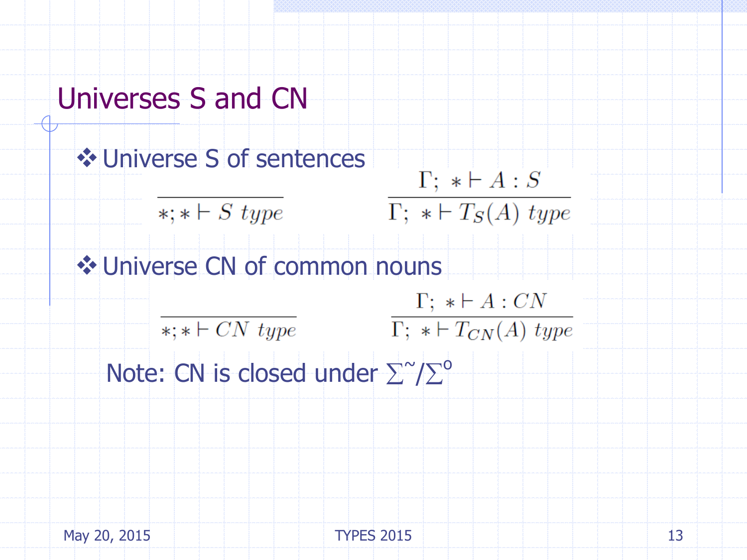## Universes S and CN

- Universe S of sentences

$$\frac{}{*; * \vdash S\ type} \qquad \frac{\Gamma;\ * \vdash A : S}{\Gamma;\ * \vdash T_S(A)\ type}$$

- Universe CN of common nouns

$$\frac{}{*; * \vdash CN\ type} \qquad \frac{\Gamma;\ * \vdash A : CN}{\Gamma;\ * \vdash T_{CN}(A)\ type}$$

Note: CN is closed under $\Sigma^{\sim}/\Sigma^{o}$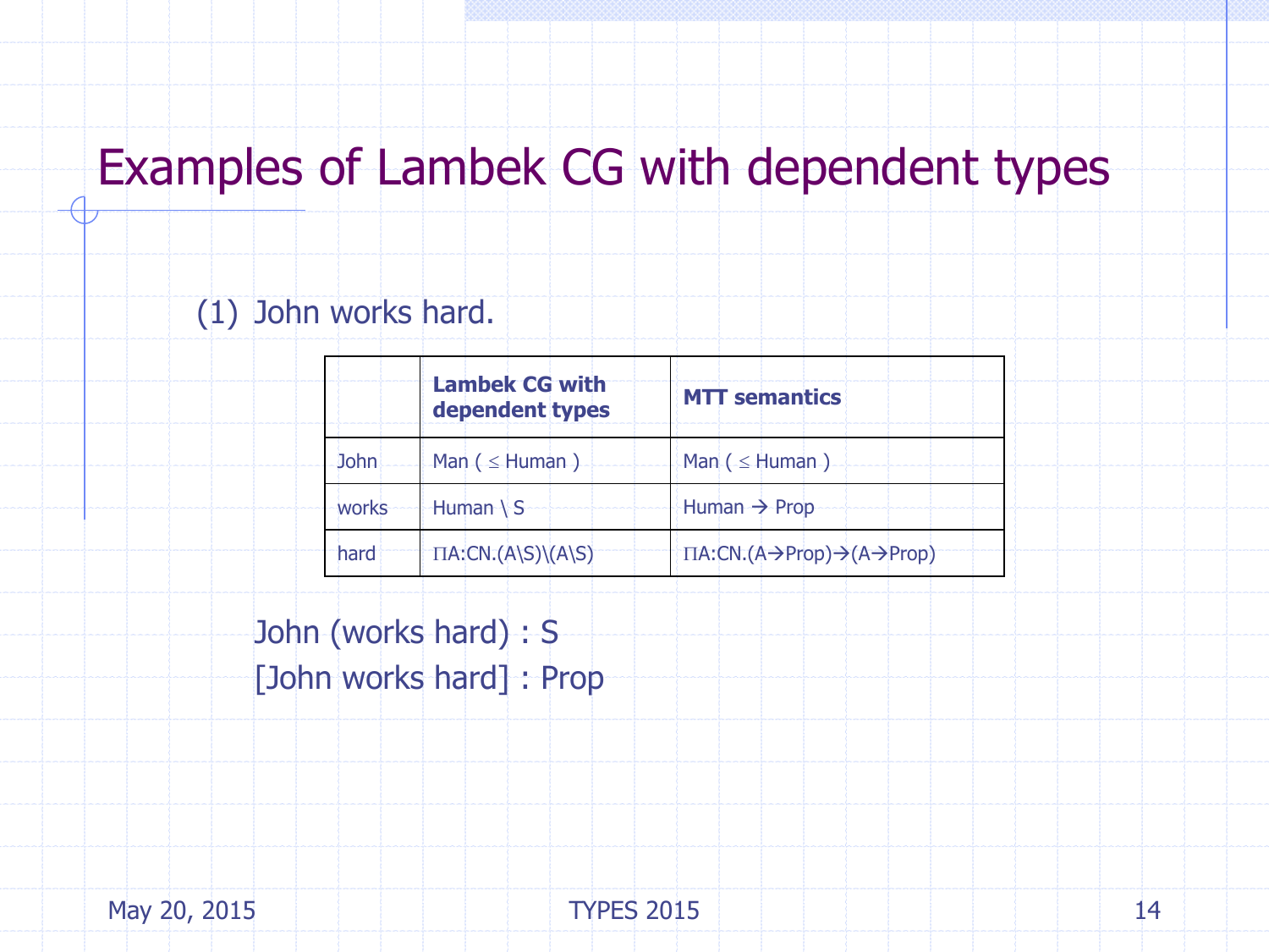# Examples of Lambek CG with dependent types

(1) John works hard.

| | **Lambek CG with dependent types** | **MTT semantics** |
|---|---|---|
| John | Man ( ≤ Human ) | Man ( ≤ Human ) |
| works | Human \ S | Human → Prop |
| hard | ΠA:CN.(A\S)\(A\S) | ΠA:CN.(A→Prop)→(A→Prop) |

John (works hard) : S

[John works hard] : Prop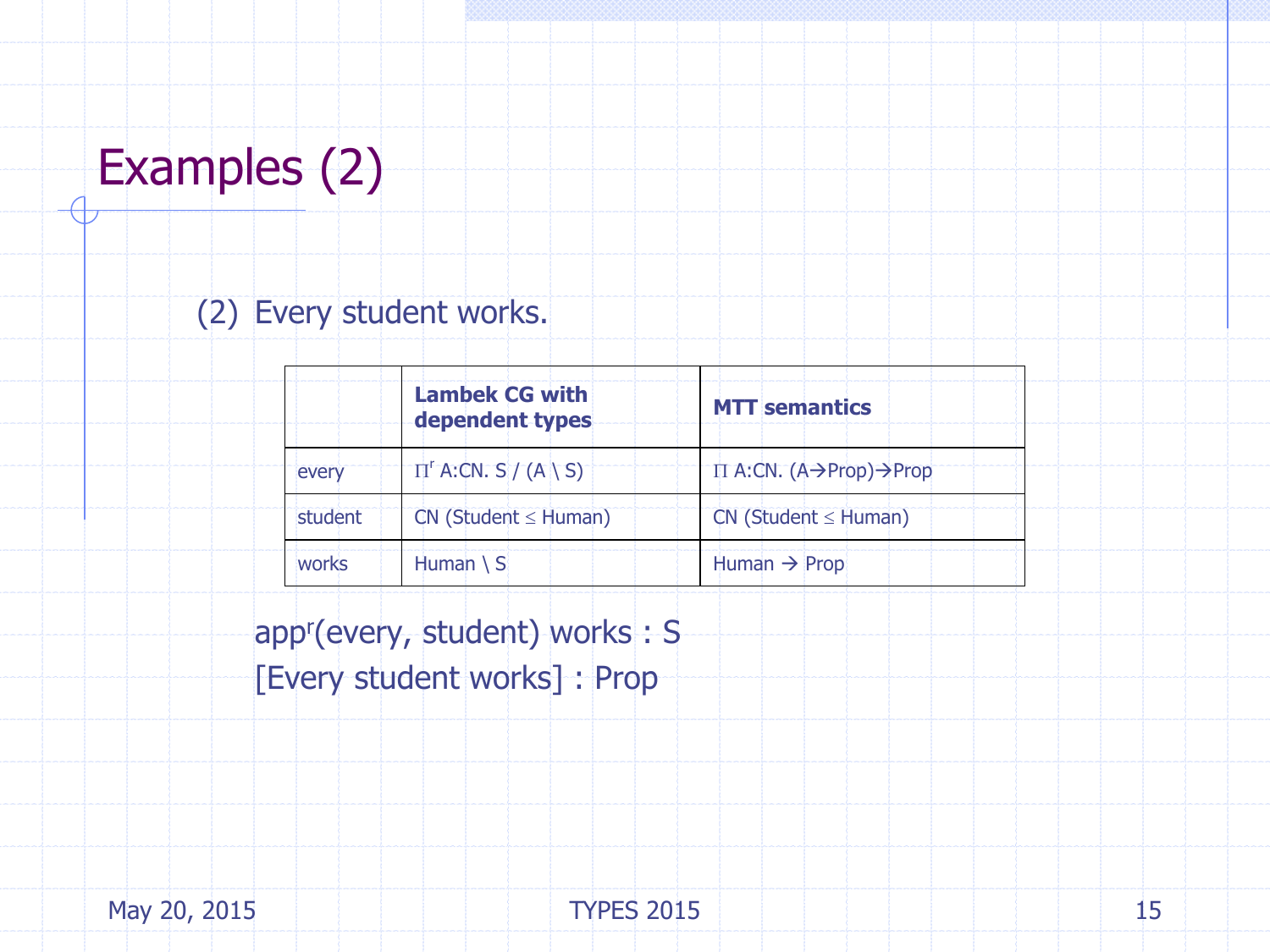# Examples (2)

(2) Every student works.

| | **Lambek CG with dependent types** | **MTT semantics** |
|---|---|---|
| every | $\Pi^r$ A:CN. S / (A \ S) | $\Pi$ A:CN. (A→Prop)→Prop |
| student | CN (Student ≤ Human) | CN (Student ≤ Human) |
| works | Human \ S | Human → Prop |

$app^r$(every, student) works : S

[Every student works] : Prop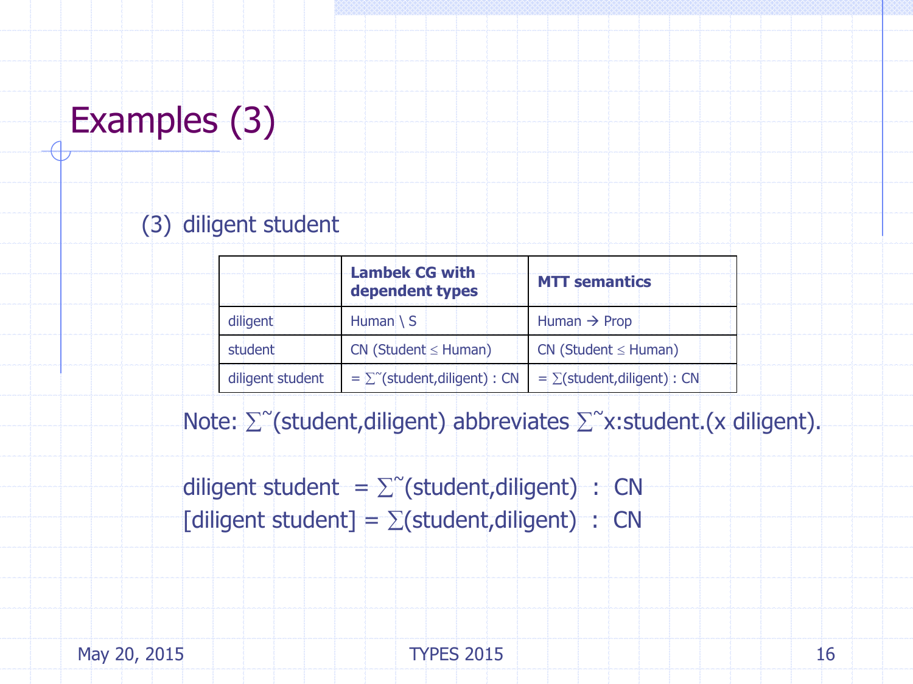# Examples (3)

(3) diligent student

| | **Lambek CG with dependent types** | **MTT semantics** |
|---|---|---|
| diligent | Human \ S | Human → Prop |
| student | CN (Student ≤ Human) | CN (Student ≤ Human) |
| diligent student | $= \Sigma^{\sim}$(student,diligent) : CN | $= \Sigma$(student,diligent) : CN |

Note: $\Sigma^{\sim}$(student,diligent) abbreviates $\Sigma^{\sim}$x:student.(x diligent).

diligent student = $\Sigma^{\sim}$(student,diligent) : CN
[diligent student] = $\Sigma$(student,diligent) : CN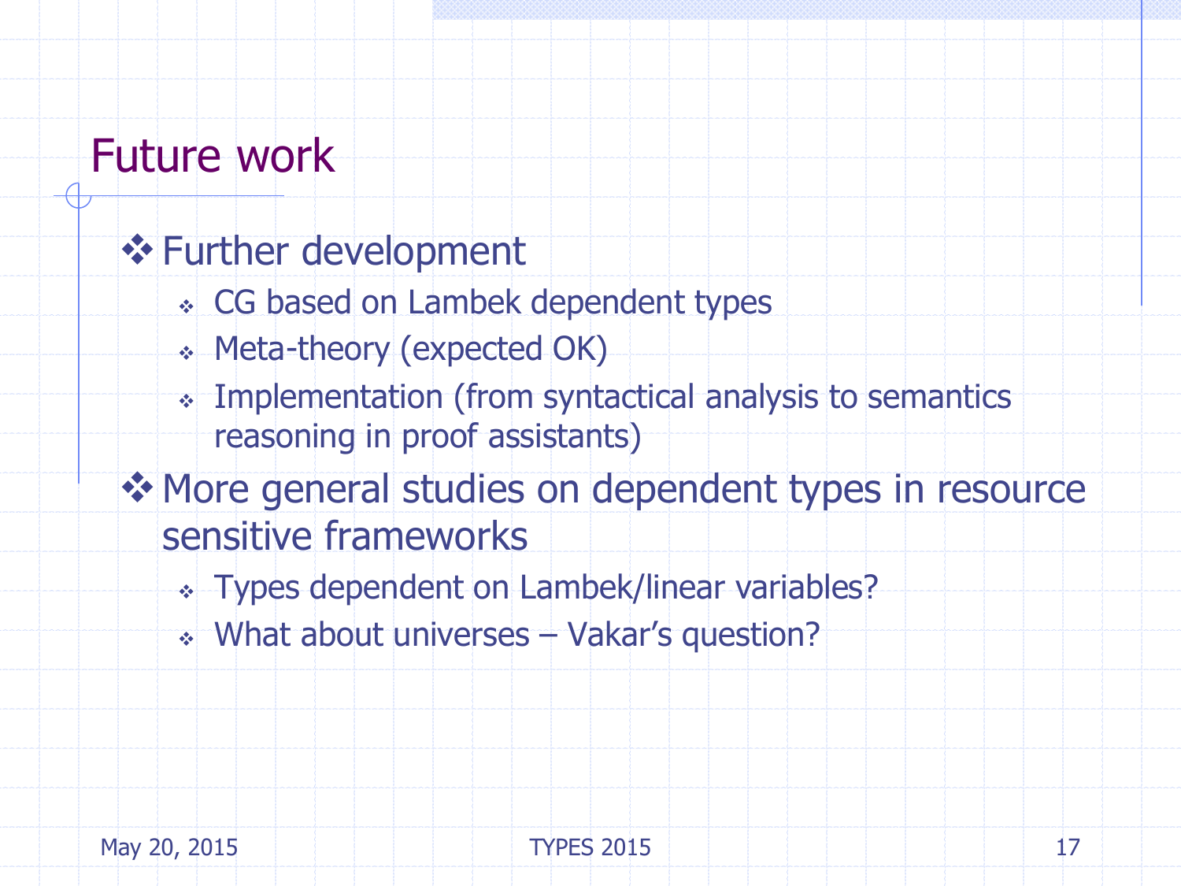# Future work

- Further development
  - CG based on Lambek dependent types
  - Meta-theory (expected OK)
  - Implementation (from syntactical analysis to semantics reasoning in proof assistants)
- More general studies on dependent types in resource sensitive frameworks
  - Types dependent on Lambek/linear variables?
  - What about universes – Vakar's question?